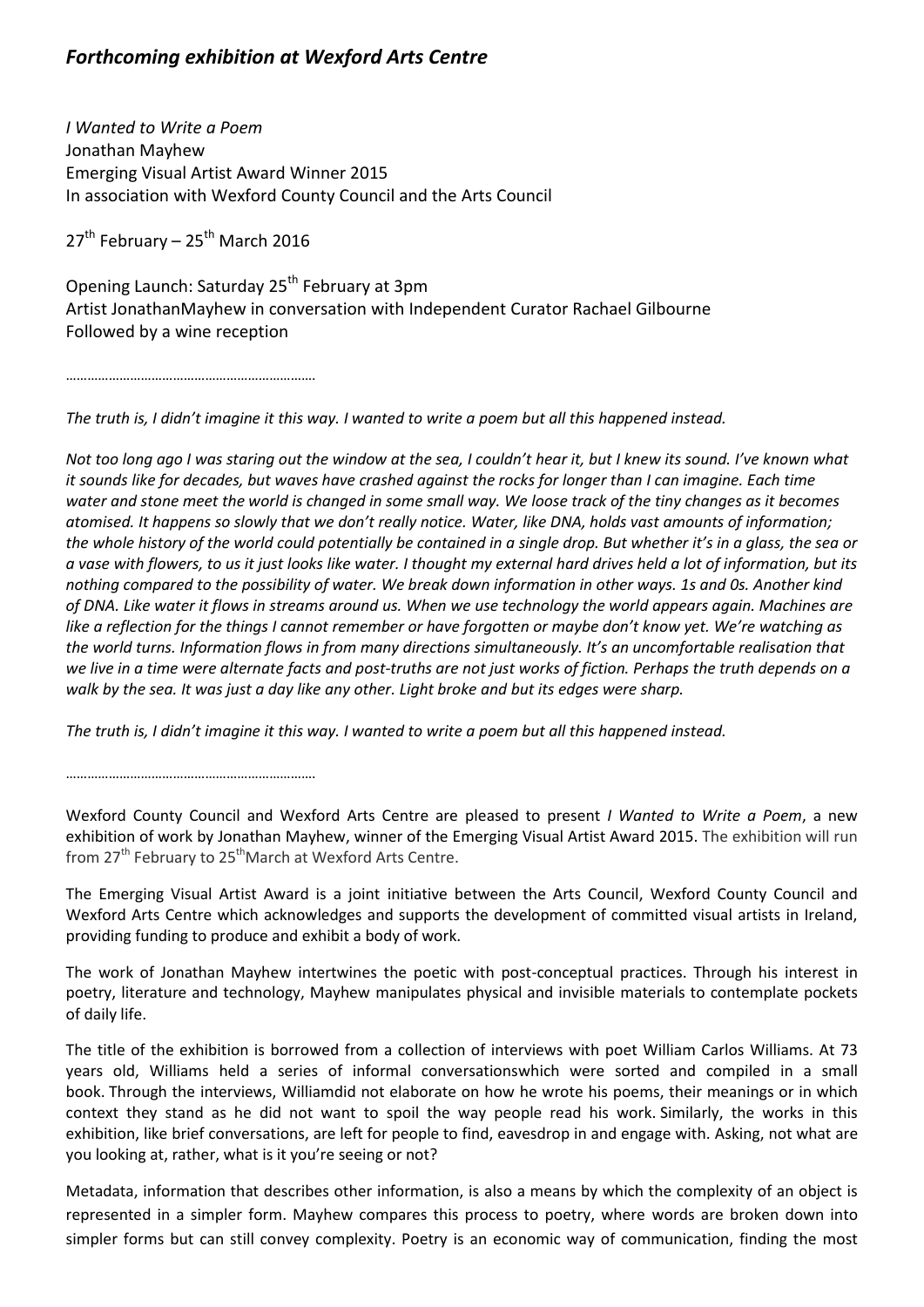## *Forthcoming exhibition at Wexford Arts Centre*

*I Wanted to Write a Poem*
Jonathan Mayhew
Emerging Visual Artist Award Winner 2015
In association with Wexford County Council and the Arts Council

27th February – 25th March 2016

Opening Launch: Saturday 25th February at 3pm
Artist JonathanMayhew in conversation with Independent Curator Rachael Gilbourne
Followed by a wine reception

…………………………………………………………

*The truth is, I didn't imagine it this way. I wanted to write a poem but all this happened instead.*

*Not too long ago I was staring out the window at the sea, I couldn't hear it, but I knew its sound. I've known what it sounds like for decades, but waves have crashed against the rocks for longer than I can imagine. Each time water and stone meet the world is changed in some small way. We loose track of the tiny changes as it becomes atomised. It happens so slowly that we don't really notice. Water, like DNA, holds vast amounts of information; the whole history of the world could potentially be contained in a single drop. But whether it's in a glass, the sea or a vase with flowers, to us it just looks like water. I thought my external hard drives held a lot of information, but its nothing compared to the possibility of water. We break down information in other ways. 1s and 0s. Another kind of DNA. Like water it flows in streams around us. When we use technology the world appears again. Machines are like a reflection for the things I cannot remember or have forgotten or maybe don't know yet. We're watching as the world turns. Information flows in from many directions simultaneously. It's an uncomfortable realisation that we live in a time were alternate facts and post-truths are not just works of fiction. Perhaps the truth depends on a walk by the sea. It was just a day like any other. Light broke and but its edges were sharp.*

*The truth is, I didn't imagine it this way. I wanted to write a poem but all this happened instead.*

…………………………………………………………

Wexford County Council and Wexford Arts Centre are pleased to present *I Wanted to Write a Poem*, a new exhibition of work by Jonathan Mayhew, winner of the Emerging Visual Artist Award 2015. The exhibition will run from 27th February to 25thMarch at Wexford Arts Centre.

The Emerging Visual Artist Award is a joint initiative between the Arts Council, Wexford County Council and Wexford Arts Centre which acknowledges and supports the development of committed visual artists in Ireland, providing funding to produce and exhibit a body of work.

The work of Jonathan Mayhew intertwines the poetic with post-conceptual practices. Through his interest in poetry, literature and technology, Mayhew manipulates physical and invisible materials to contemplate pockets of daily life.

The title of the exhibition is borrowed from a collection of interviews with poet William Carlos Williams. At 73 years old, Williams held a series of informal conversationswhich were sorted and compiled in a small book. Through the interviews, Williamdid not elaborate on how he wrote his poems, their meanings or in which context they stand as he did not want to spoil the way people read his work. Similarly, the works in this exhibition, like brief conversations, are left for people to find, eavesdrop in and engage with. Asking, not what are you looking at, rather, what is it you're seeing or not?

Metadata, information that describes other information, is also a means by which the complexity of an object is represented in a simpler form. Mayhew compares this process to poetry, where words are broken down into simpler forms but can still convey complexity. Poetry is an economic way of communication, finding the most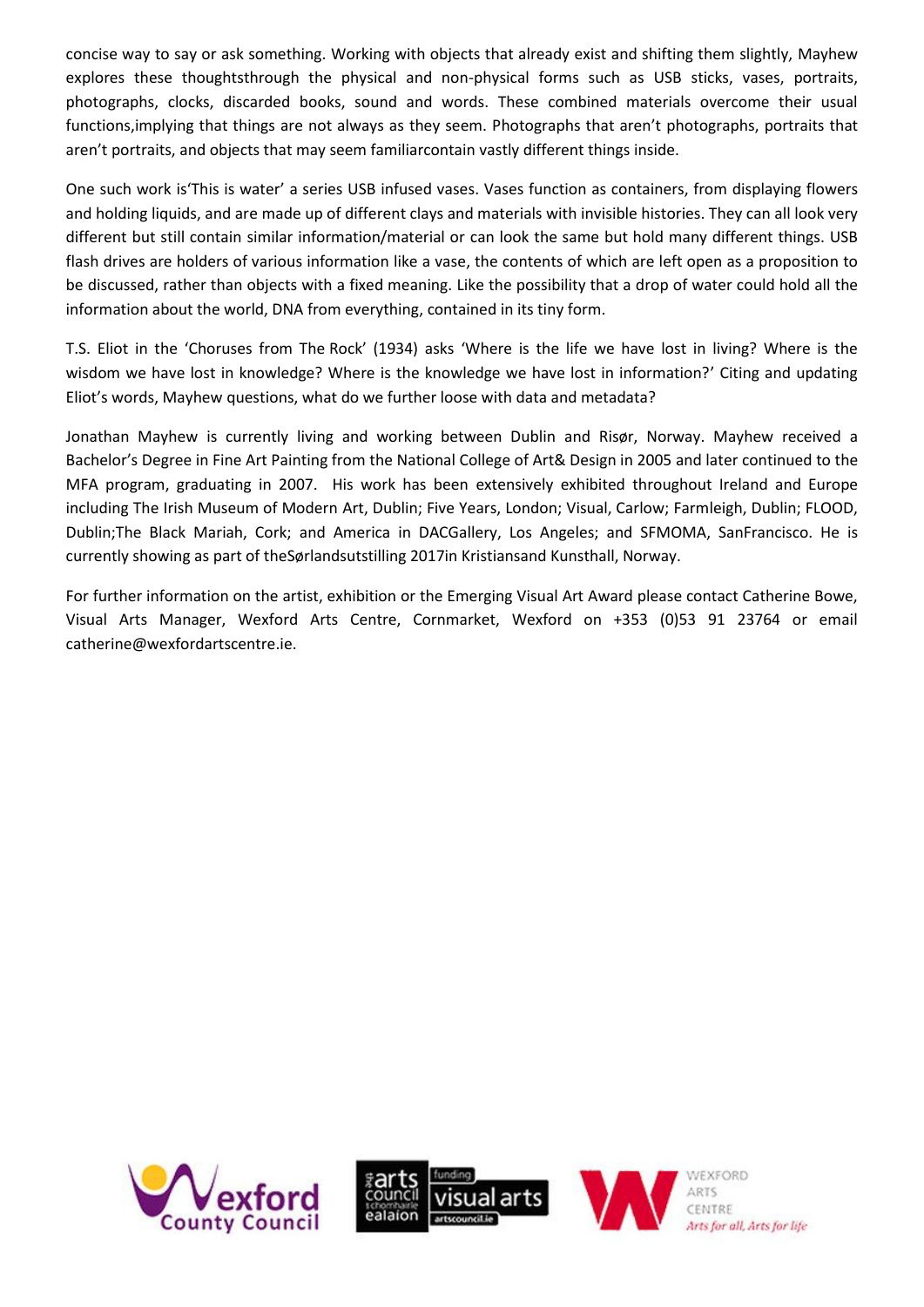concise way to say or ask something. Working with objects that already exist and shifting them slightly, Mayhew explores these thoughtsthrough the physical and non-physical forms such as USB sticks, vases, portraits, photographs, clocks, discarded books, sound and words. These combined materials overcome their usual functions,implying that things are not always as they seem. Photographs that aren't photographs, portraits that aren't portraits, and objects that may seem familiarcontain vastly different things inside.

One such work is'This is water' a series USB infused vases. Vases function as containers, from displaying flowers and holding liquids, and are made up of different clays and materials with invisible histories. They can all look very different but still contain similar information/material or can look the same but hold many different things. USB flash drives are holders of various information like a vase, the contents of which are left open as a proposition to be discussed, rather than objects with a fixed meaning. Like the possibility that a drop of water could hold all the information about the world, DNA from everything, contained in its tiny form.

T.S. Eliot in the 'Choruses from The Rock' (1934) asks 'Where is the life we have lost in living? Where is the wisdom we have lost in knowledge? Where is the knowledge we have lost in information?' Citing and updating Eliot's words, Mayhew questions, what do we further loose with data and metadata?

Jonathan Mayhew is currently living and working between Dublin and Risør, Norway. Mayhew received a Bachelor's Degree in Fine Art Painting from the National College of Art& Design in 2005 and later continued to the MFA program, graduating in 2007. His work has been extensively exhibited throughout Ireland and Europe including The Irish Museum of Modern Art, Dublin; Five Years, London; Visual, Carlow; Farmleigh, Dublin; FLOOD, Dublin;The Black Mariah, Cork; and America in DACGallery, Los Angeles; and SFMOMA, SanFrancisco. He is currently showing as part of theSørlandsutstilling 2017in Kristiansand Kunsthall, Norway.

For further information on the artist, exhibition or the Emerging Visual Art Award please contact Catherine Bowe, Visual Arts Manager, Wexford Arts Centre, Cornmarket, Wexford on +353 (0)53 91 23764 or email catherine@wexfordartscentre.ie.

Wexford County Council

arts council / An Chomhairle Ealaíon — funding visual arts artscouncil.ie

WEXFORD ARTS CENTRE *Arts for all, Arts for life*